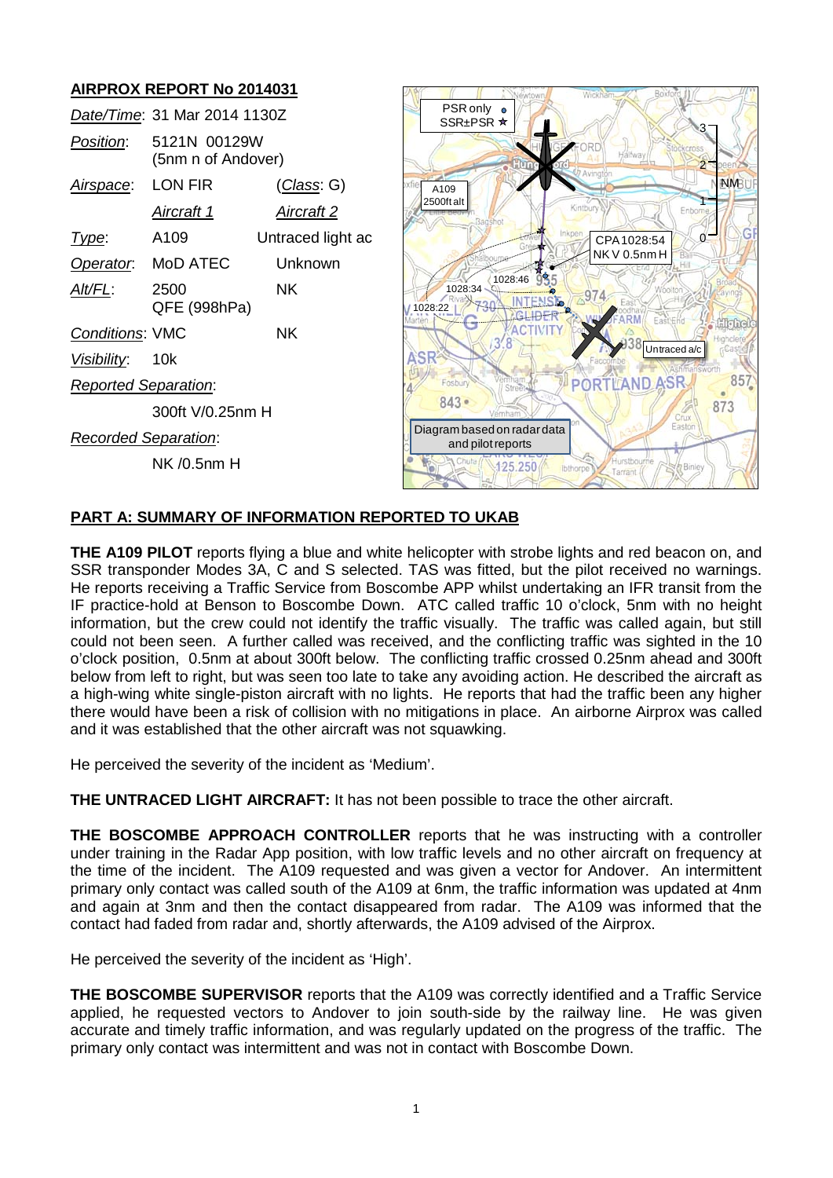## AIRPROX REPORT No 2014031

| | | |
|---|---|---|
| *Date/Time*: | 31 Mar 2014 1130Z | |
| *Position*: | 5121N 00129W (5nm n of Andover) | |
| *Airspace*: | LON FIR | (*Class*: G) |
| | *Aircraft 1* | *Aircraft 2* |
| *Type*: | A109 | Untraced light ac |
| *Operator*: | MoD ATEC | Unknown |
| *Alt/FL*: | 2500 QFE (998hPa) | NK |
| *Conditions*: | VMC | NK |
| *Visibility*: | 10k | |
| *Reported Separation*: | | |
| | 300ft V/0.25nm H | |
| *Recorded Separation*: | | |
| | NK /0.5nm H | |

PSR only
SSR±PSR
A109 2500ft alt
CPA 1028:54 NK V 0.5nm H
1028:46
1028:34
1028:22
Untraced a/c
Diagram based on radar data and pilot reports

## PART A: SUMMARY OF INFORMATION REPORTED TO UKAB

**THE A109 PILOT** reports flying a blue and white helicopter with strobe lights and red beacon on, and SSR transponder Modes 3A, C and S selected. TAS was fitted, but the pilot received no warnings. He reports receiving a Traffic Service from Boscombe APP whilst undertaking an IFR transit from the IF practice-hold at Benson to Boscombe Down. ATC called traffic 10 o'clock, 5nm with no height information, but the crew could not identify the traffic visually. The traffic was called again, but still could not been seen. A further called was received, and the conflicting traffic was sighted in the 10 o'clock position, 0.5nm at about 300ft below. The conflicting traffic crossed 0.25nm ahead and 300ft below from left to right, but was seen too late to take any avoiding action. He described the aircraft as a high-wing white single-piston aircraft with no lights. He reports that had the traffic been any higher there would have been a risk of collision with no mitigations in place. An airborne Airprox was called and it was established that the other aircraft was not squawking.

He perceived the severity of the incident as 'Medium'.

**THE UNTRACED LIGHT AIRCRAFT:** It has not been possible to trace the other aircraft.

**THE BOSCOMBE APPROACH CONTROLLER** reports that he was instructing with a controller under training in the Radar App position, with low traffic levels and no other aircraft on frequency at the time of the incident. The A109 requested and was given a vector for Andover. An intermittent primary only contact was called south of the A109 at 6nm, the traffic information was updated at 4nm and again at 3nm and then the contact disappeared from radar. The A109 was informed that the contact had faded from radar and, shortly afterwards, the A109 advised of the Airprox.

He perceived the severity of the incident as 'High'.

**THE BOSCOMBE SUPERVISOR** reports that the A109 was correctly identified and a Traffic Service applied, he requested vectors to Andover to join south-side by the railway line. He was given accurate and timely traffic information, and was regularly updated on the progress of the traffic. The primary only contact was intermittent and was not in contact with Boscombe Down.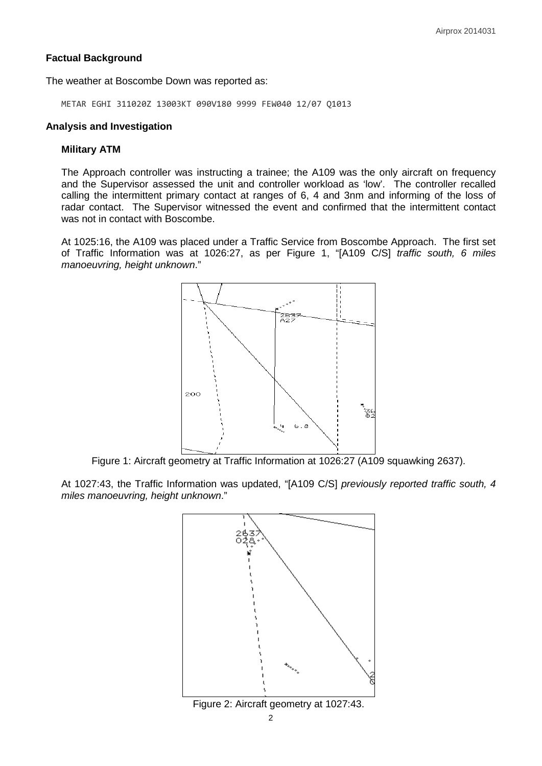## Factual Background

The weather at Boscombe Down was reported as:

```
METAR EGHI 311020Z 13003KT 090V180 9999 FEW040 12/07 Q1013
```

## Analysis and Investigation

### Military ATM

The Approach controller was instructing a trainee; the A109 was the only aircraft on frequency and the Supervisor assessed the unit and controller workload as 'low'. The controller recalled calling the intermittent primary contact at ranges of 6, 4 and 3nm and informing of the loss of radar contact. The Supervisor witnessed the event and confirmed that the intermittent contact was not in contact with Boscombe.

At 1025:16, the A109 was placed under a Traffic Service from Boscombe Approach. The first set of Traffic Information was at 1026:27, as per Figure 1, "[A109 C/S] *traffic south, 6 miles manoeuvring, height unknown*."

Figure 1: Aircraft geometry at Traffic Information at 1026:27 (A109 squawking 2637).

At 1027:43, the Traffic Information was updated, "[A109 C/S] *previously reported traffic south, 4 miles manoeuvring, height unknown*."

Figure 2: Aircraft geometry at 1027:43.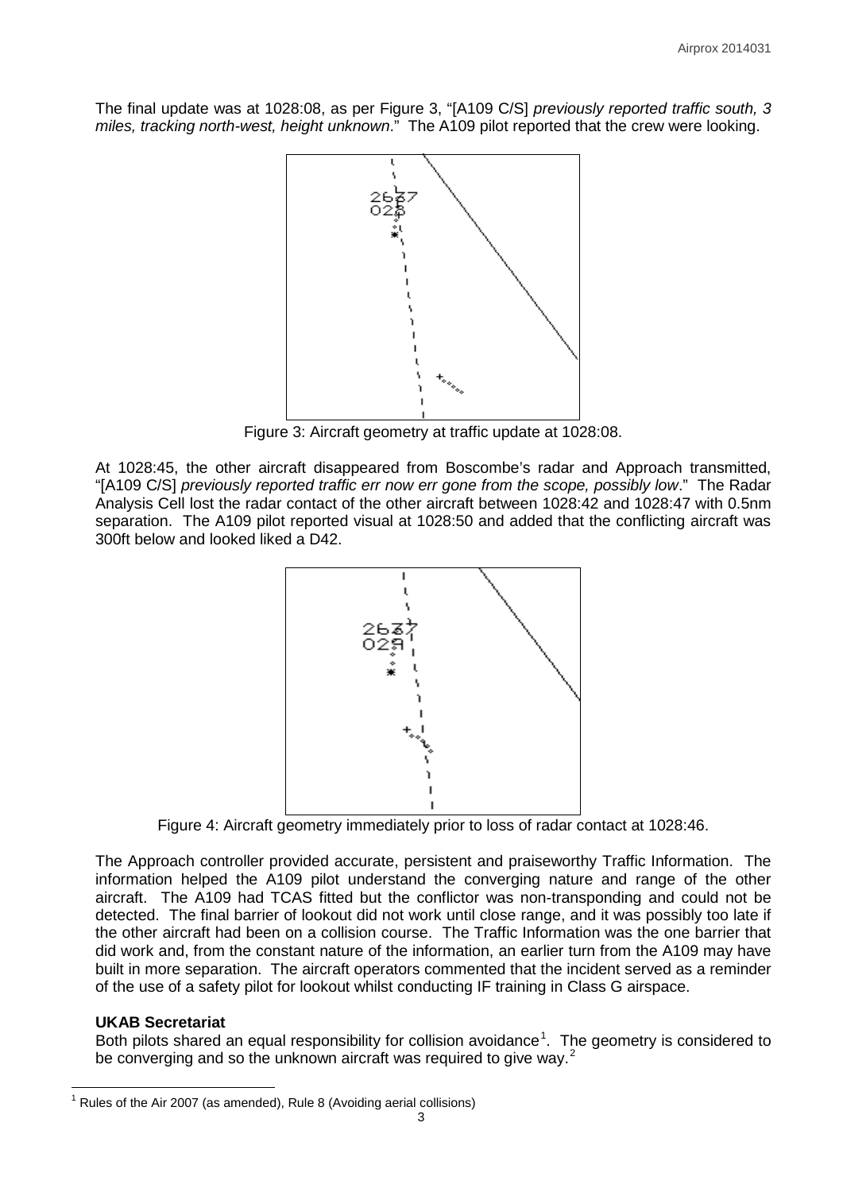The final update was at 1028:08, as per Figure 3, "[A109 C/S] *previously reported traffic south, 3 miles, tracking north-west, height unknown*." The A109 pilot reported that the crew were looking.

Figure 3: Aircraft geometry at traffic update at 1028:08.

At 1028:45, the other aircraft disappeared from Boscombe's radar and Approach transmitted, "[A109 C/S] *previously reported traffic err now err gone from the scope, possibly low*." The Radar Analysis Cell lost the radar contact of the other aircraft between 1028:42 and 1028:47 with 0.5nm separation. The A109 pilot reported visual at 1028:50 and added that the conflicting aircraft was 300ft below and looked liked a D42.

Figure 4: Aircraft geometry immediately prior to loss of radar contact at 1028:46.

The Approach controller provided accurate, persistent and praiseworthy Traffic Information. The information helped the A109 pilot understand the converging nature and range of the other aircraft. The A109 had TCAS fitted but the conflictor was non-transponding and could not be detected. The final barrier of lookout did not work until close range, and it was possibly too late if the other aircraft had been on a collision course. The Traffic Information was the one barrier that did work and, from the constant nature of the information, an earlier turn from the A109 may have built in more separation. The aircraft operators commented that the incident served as a reminder of the use of a safety pilot for lookout whilst conducting IF training in Class G airspace.

**UKAB Secretariat**

Both pilots shared an equal responsibility for collision avoidance[1]. The geometry is considered to be converging and so the unknown aircraft was required to give way.[2]

[1] Rules of the Air 2007 (as amended), Rule 8 (Avoiding aerial collisions)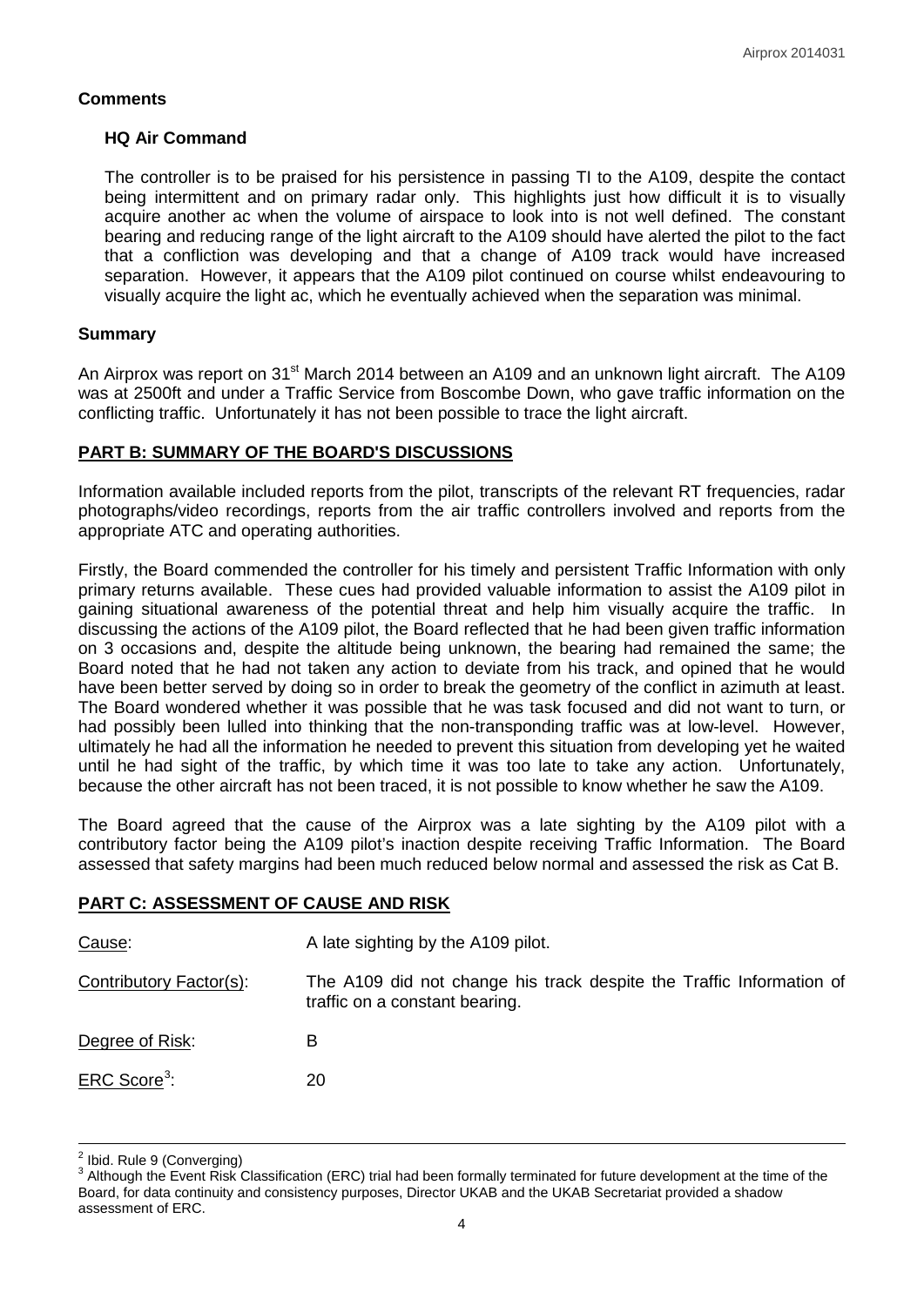## Comments

### HQ Air Command

The controller is to be praised for his persistence in passing TI to the A109, despite the contact being intermittent and on primary radar only. This highlights just how difficult it is to visually acquire another ac when the volume of airspace to look into is not well defined. The constant bearing and reducing range of the light aircraft to the A109 should have alerted the pilot to the fact that a confliction was developing and that a change of A109 track would have increased separation. However, it appears that the A109 pilot continued on course whilst endeavouring to visually acquire the light ac, which he eventually achieved when the separation was minimal.

## Summary

An Airprox was report on 31st March 2014 between an A109 and an unknown light aircraft. The A109 was at 2500ft and under a Traffic Service from Boscombe Down, who gave traffic information on the conflicting traffic. Unfortunately it has not been possible to trace the light aircraft.

## PART B: SUMMARY OF THE BOARD'S DISCUSSIONS

Information available included reports from the pilot, transcripts of the relevant RT frequencies, radar photographs/video recordings, reports from the air traffic controllers involved and reports from the appropriate ATC and operating authorities.

Firstly, the Board commended the controller for his timely and persistent Traffic Information with only primary returns available. These cues had provided valuable information to assist the A109 pilot in gaining situational awareness of the potential threat and help him visually acquire the traffic. In discussing the actions of the A109 pilot, the Board reflected that he had been given traffic information on 3 occasions and, despite the altitude being unknown, the bearing had remained the same; the Board noted that he had not taken any action to deviate from his track, and opined that he would have been better served by doing so in order to break the geometry of the conflict in azimuth at least. The Board wondered whether it was possible that he was task focused and did not want to turn, or had possibly been lulled into thinking that the non-transponding traffic was at low-level. However, ultimately he had all the information he needed to prevent this situation from developing yet he waited until he had sight of the traffic, by which time it was too late to take any action. Unfortunately, because the other aircraft has not been traced, it is not possible to know whether he saw the A109.

The Board agreed that the cause of the Airprox was a late sighting by the A109 pilot with a contributory factor being the A109 pilot's inaction despite receiving Traffic Information. The Board assessed that safety margins had been much reduced below normal and assessed the risk as Cat B.

## PART C: ASSESSMENT OF CAUSE AND RISK

Cause: A late sighting by the A109 pilot.

Contributory Factor(s): The A109 did not change his track despite the Traffic Information of traffic on a constant bearing.

Degree of Risk: B

ERC Score[3]: 20

---

[2] Ibid. Rule 9 (Converging)

[3] Although the Event Risk Classification (ERC) trial had been formally terminated for future development at the time of the Board, for data continuity and consistency purposes, Director UKAB and the UKAB Secretariat provided a shadow assessment of ERC.